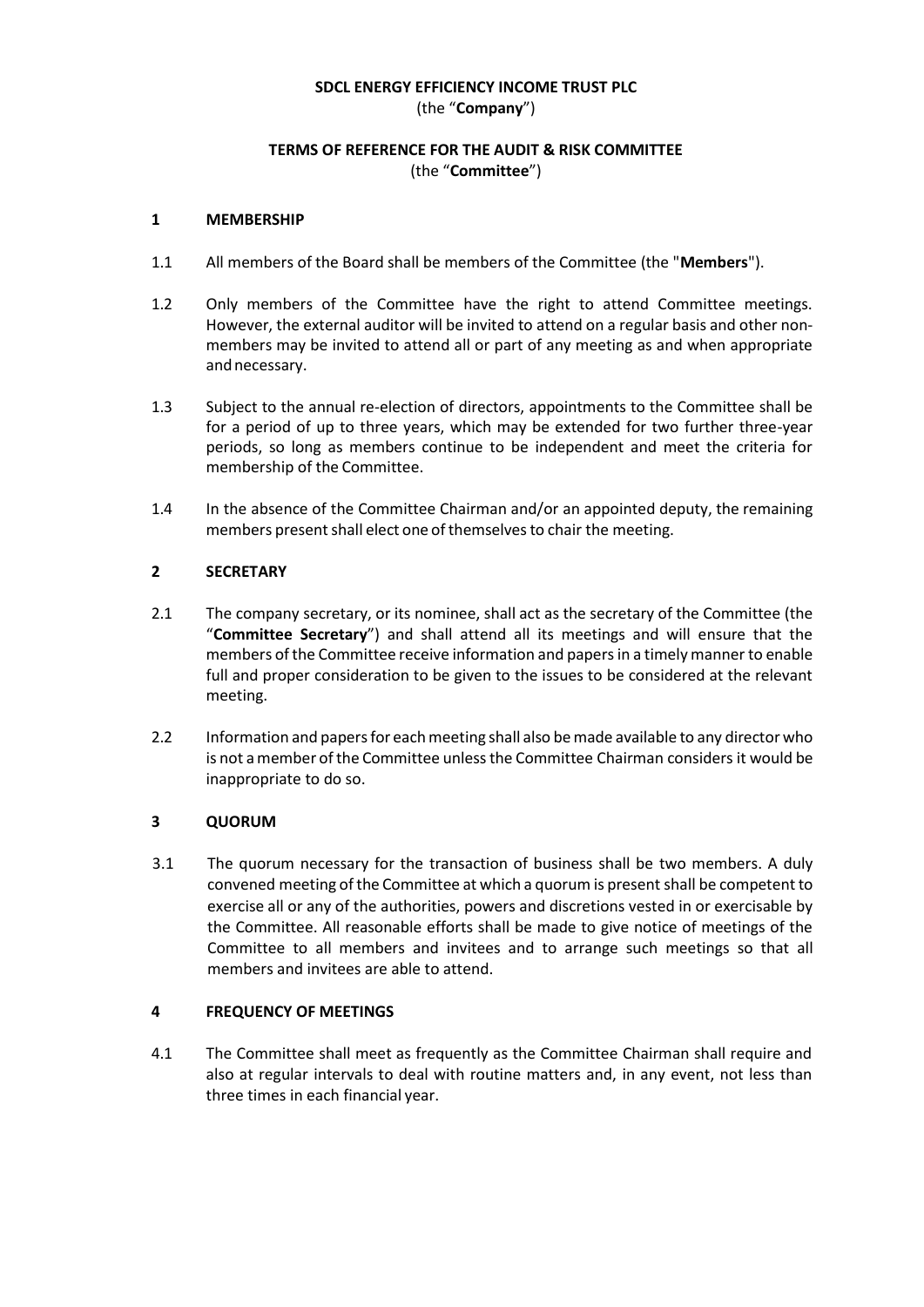**SDCL ENERGY EFFICIENCY INCOME TRUST PLC**
(the "**Company**")

**TERMS OF REFERENCE FOR THE AUDIT & RISK COMMITTEE**
(the "**Committee**")

## 1 MEMBERSHIP

1.1 All members of the Board shall be members of the Committee (the "**Members**").

1.2 Only members of the Committee have the right to attend Committee meetings. However, the external auditor will be invited to attend on a regular basis and other non-members may be invited to attend all or part of any meeting as and when appropriate and necessary.

1.3 Subject to the annual re-election of directors, appointments to the Committee shall be for a period of up to three years, which may be extended for two further three-year periods, so long as members continue to be independent and meet the criteria for membership of the Committee.

1.4 In the absence of the Committee Chairman and/or an appointed deputy, the remaining members present shall elect one of themselves to chair the meeting.

## 2 SECRETARY

2.1 The company secretary, or its nominee, shall act as the secretary of the Committee (the "**Committee Secretary**") and shall attend all its meetings and will ensure that the members of the Committee receive information and papers in a timely manner to enable full and proper consideration to be given to the issues to be considered at the relevant meeting.

2.2 Information and papers for each meeting shall also be made available to any director who is not a member of the Committee unless the Committee Chairman considers it would be inappropriate to do so.

## 3 QUORUM

3.1 The quorum necessary for the transaction of business shall be two members. A duly convened meeting of the Committee at which a quorum is present shall be competent to exercise all or any of the authorities, powers and discretions vested in or exercisable by the Committee. All reasonable efforts shall be made to give notice of meetings of the Committee to all members and invitees and to arrange such meetings so that all members and invitees are able to attend.

## 4 FREQUENCY OF MEETINGS

4.1 The Committee shall meet as frequently as the Committee Chairman shall require and also at regular intervals to deal with routine matters and, in any event, not less than three times in each financial year.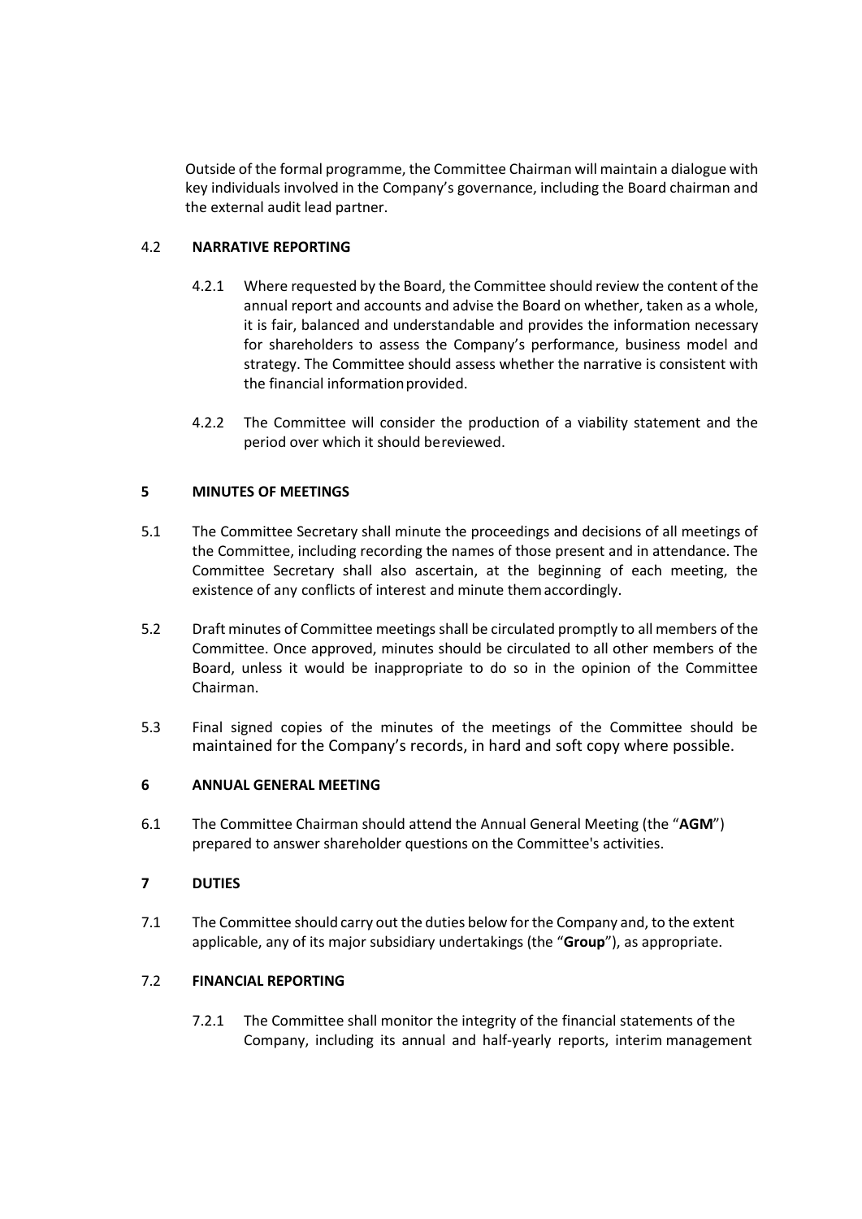Outside of the formal programme, the Committee Chairman will maintain a dialogue with key individuals involved in the Company's governance, including the Board chairman and the external audit lead partner.

### 4.2 NARRATIVE REPORTING

4.2.1 Where requested by the Board, the Committee should review the content of the annual report and accounts and advise the Board on whether, taken as a whole, it is fair, balanced and understandable and provides the information necessary for shareholders to assess the Company's performance, business model and strategy. The Committee should assess whether the narrative is consistent with the financial information provided.

4.2.2 The Committee will consider the production of a viability statement and the period over which it should be reviewed.

## 5 MINUTES OF MEETINGS

5.1 The Committee Secretary shall minute the proceedings and decisions of all meetings of the Committee, including recording the names of those present and in attendance. The Committee Secretary shall also ascertain, at the beginning of each meeting, the existence of any conflicts of interest and minute them accordingly.

5.2 Draft minutes of Committee meetings shall be circulated promptly to all members of the Committee. Once approved, minutes should be circulated to all other members of the Board, unless it would be inappropriate to do so in the opinion of the Committee Chairman.

5.3 Final signed copies of the minutes of the meetings of the Committee should be maintained for the Company's records, in hard and soft copy where possible.

## 6 ANNUAL GENERAL MEETING

6.1 The Committee Chairman should attend the Annual General Meeting (the "**AGM**") prepared to answer shareholder questions on the Committee's activities.

## 7 DUTIES

7.1 The Committee should carry out the duties below for the Company and, to the extent applicable, any of its major subsidiary undertakings (the "**Group**"), as appropriate.

### 7.2 FINANCIAL REPORTING

7.2.1 The Committee shall monitor the integrity of the financial statements of the Company, including its annual and half-yearly reports, interim management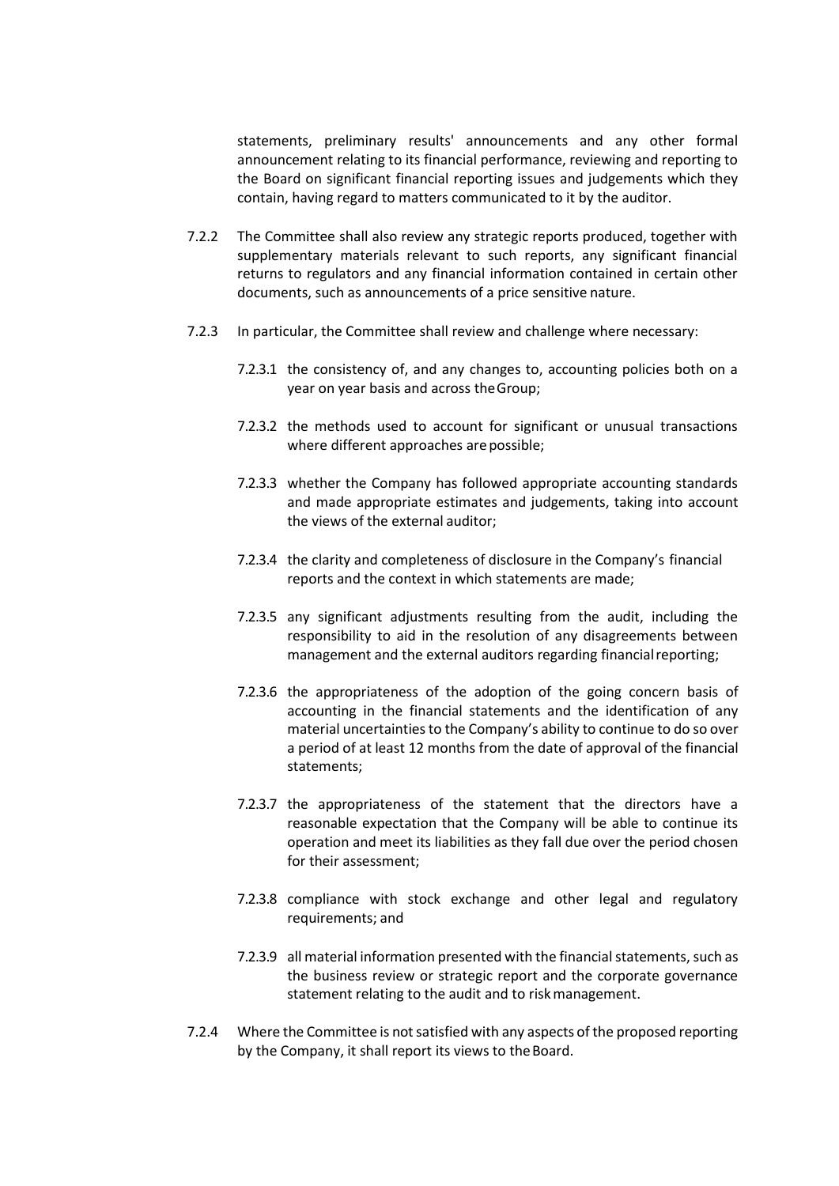statements, preliminary results' announcements and any other formal announcement relating to its financial performance, reviewing and reporting to the Board on significant financial reporting issues and judgements which they contain, having regard to matters communicated to it by the auditor.

7.2.2 The Committee shall also review any strategic reports produced, together with supplementary materials relevant to such reports, any significant financial returns to regulators and any financial information contained in certain other documents, such as announcements of a price sensitive nature.

7.2.3 In particular, the Committee shall review and challenge where necessary:

7.2.3.1 the consistency of, and any changes to, accounting policies both on a year on year basis and across the Group;

7.2.3.2 the methods used to account for significant or unusual transactions where different approaches are possible;

7.2.3.3 whether the Company has followed appropriate accounting standards and made appropriate estimates and judgements, taking into account the views of the external auditor;

7.2.3.4 the clarity and completeness of disclosure in the Company's financial reports and the context in which statements are made;

7.2.3.5 any significant adjustments resulting from the audit, including the responsibility to aid in the resolution of any disagreements between management and the external auditors regarding financial reporting;

7.2.3.6 the appropriateness of the adoption of the going concern basis of accounting in the financial statements and the identification of any material uncertainties to the Company's ability to continue to do so over a period of at least 12 months from the date of approval of the financial statements;

7.2.3.7 the appropriateness of the statement that the directors have a reasonable expectation that the Company will be able to continue its operation and meet its liabilities as they fall due over the period chosen for their assessment;

7.2.3.8 compliance with stock exchange and other legal and regulatory requirements; and

7.2.3.9 all material information presented with the financial statements, such as the business review or strategic report and the corporate governance statement relating to the audit and to risk management.

7.2.4 Where the Committee is not satisfied with any aspects of the proposed reporting by the Company, it shall report its views to the Board.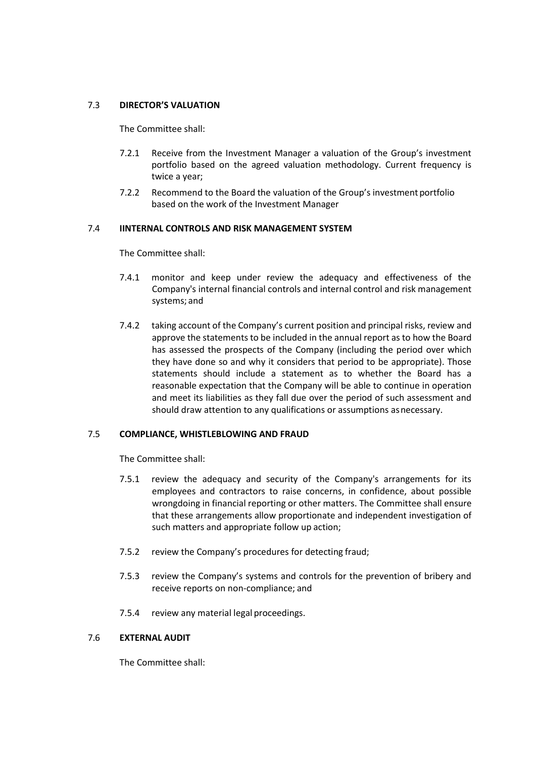### 7.3 DIRECTOR'S VALUATION

The Committee shall:

7.2.1 Receive from the Investment Manager a valuation of the Group's investment portfolio based on the agreed valuation methodology. Current frequency is twice a year;

7.2.2 Recommend to the Board the valuation of the Group's investment portfolio based on the work of the Investment Manager

### 7.4 IINTERNAL CONTROLS AND RISK MANAGEMENT SYSTEM

The Committee shall:

7.4.1 monitor and keep under review the adequacy and effectiveness of the Company's internal financial controls and internal control and risk management systems; and

7.4.2 taking account of the Company's current position and principal risks, review and approve the statements to be included in the annual report as to how the Board has assessed the prospects of the Company (including the period over which they have done so and why it considers that period to be appropriate). Those statements should include a statement as to whether the Board has a reasonable expectation that the Company will be able to continue in operation and meet its liabilities as they fall due over the period of such assessment and should draw attention to any qualifications or assumptions as necessary.

### 7.5 COMPLIANCE, WHISTLEBLOWING AND FRAUD

The Committee shall:

7.5.1 review the adequacy and security of the Company's arrangements for its employees and contractors to raise concerns, in confidence, about possible wrongdoing in financial reporting or other matters. The Committee shall ensure that these arrangements allow proportionate and independent investigation of such matters and appropriate follow up action;

7.5.2 review the Company's procedures for detecting fraud;

7.5.3 review the Company's systems and controls for the prevention of bribery and receive reports on non-compliance; and

7.5.4 review any material legal proceedings.

### 7.6 EXTERNAL AUDIT

The Committee shall: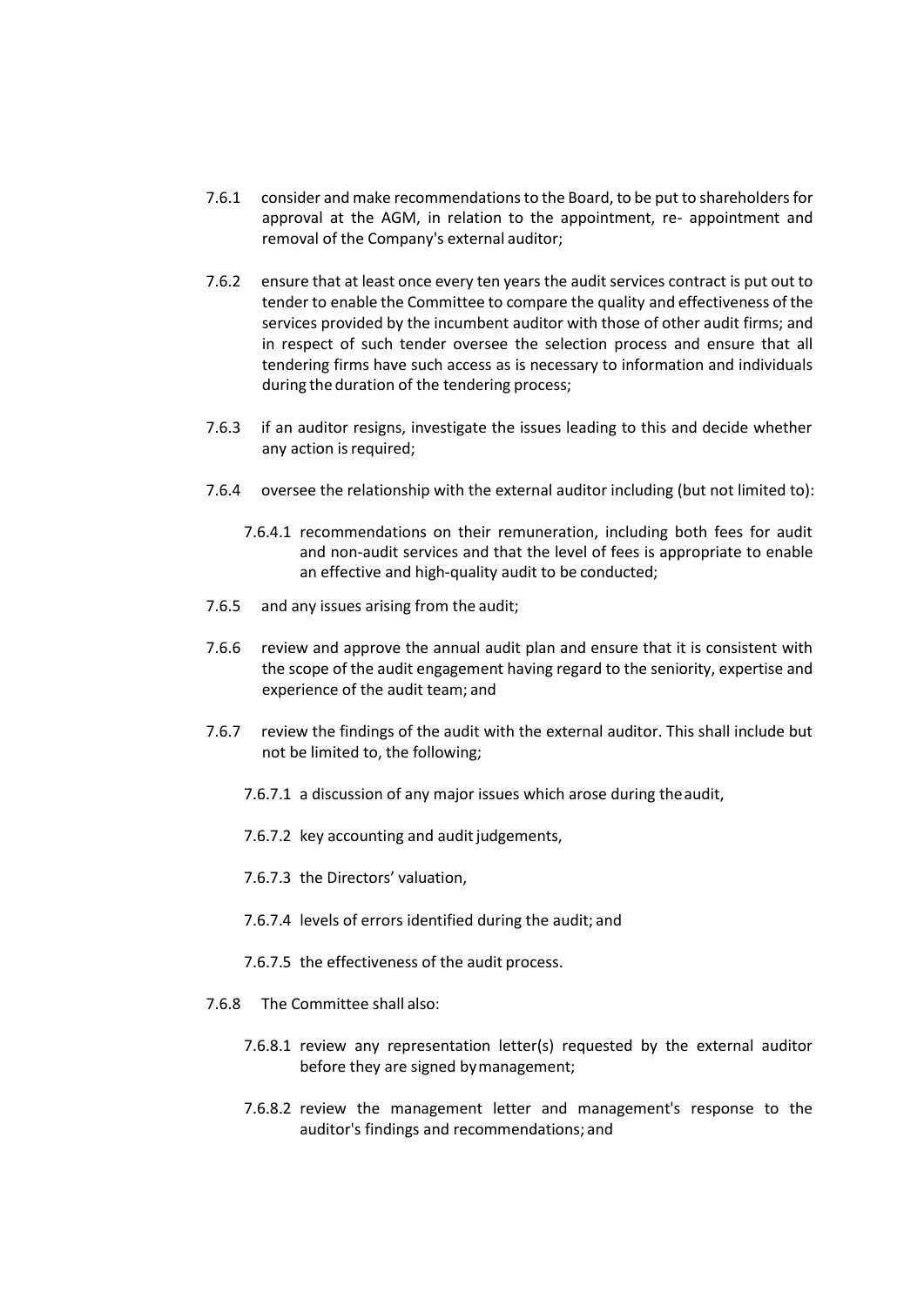7.6.1 consider and make recommendations to the Board, to be put to shareholders for approval at the AGM, in relation to the appointment, re- appointment and removal of the Company's external auditor;

7.6.2 ensure that at least once every ten years the audit services contract is put out to tender to enable the Committee to compare the quality and effectiveness of the services provided by the incumbent auditor with those of other audit firms; and in respect of such tender oversee the selection process and ensure that all tendering firms have such access as is necessary to information and individuals during the duration of the tendering process;

7.6.3 if an auditor resigns, investigate the issues leading to this and decide whether any action is required;

7.6.4 oversee the relationship with the external auditor including (but not limited to):

7.6.4.1 recommendations on their remuneration, including both fees for audit and non-audit services and that the level of fees is appropriate to enable an effective and high-quality audit to be conducted;

7.6.5 and any issues arising from the audit;

7.6.6 review and approve the annual audit plan and ensure that it is consistent with the scope of the audit engagement having regard to the seniority, expertise and experience of the audit team; and

7.6.7 review the findings of the audit with the external auditor. This shall include but not be limited to, the following;

7.6.7.1 a discussion of any major issues which arose during the audit,

7.6.7.2 key accounting and audit judgements,

7.6.7.3 the Directors' valuation,

7.6.7.4 levels of errors identified during the audit; and

7.6.7.5 the effectiveness of the audit process.

7.6.8 The Committee shall also:

7.6.8.1 review any representation letter(s) requested by the external auditor before they are signed by management;

7.6.8.2 review the management letter and management's response to the auditor's findings and recommendations; and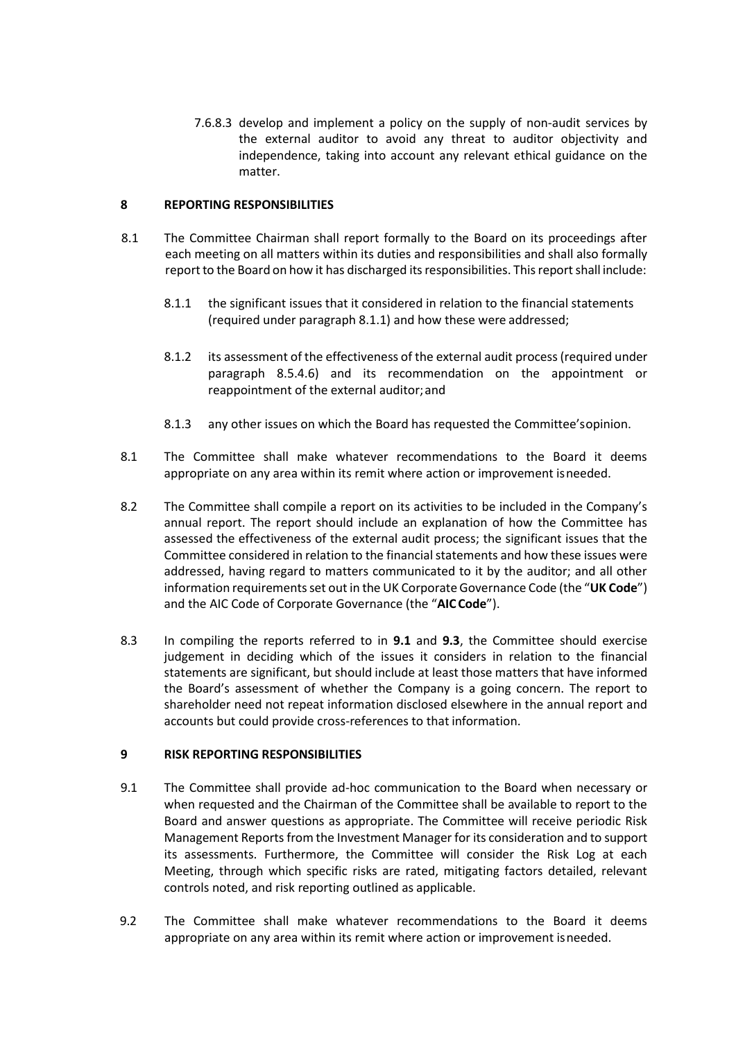7.6.8.3 develop and implement a policy on the supply of non-audit services by the external auditor to avoid any threat to auditor objectivity and independence, taking into account any relevant ethical guidance on the matter.

## 8 REPORTING RESPONSIBILITIES

8.1 The Committee Chairman shall report formally to the Board on its proceedings after each meeting on all matters within its duties and responsibilities and shall also formally report to the Board on how it has discharged its responsibilities. This report shall include:

8.1.1 the significant issues that it considered in relation to the financial statements (required under paragraph 8.1.1) and how these were addressed;

8.1.2 its assessment of the effectiveness of the external audit process (required under paragraph 8.5.4.6) and its recommendation on the appointment or reappointment of the external auditor; and

8.1.3 any other issues on which the Board has requested the Committee's opinion.

8.1 The Committee shall make whatever recommendations to the Board it deems appropriate on any area within its remit where action or improvement is needed.

8.2 The Committee shall compile a report on its activities to be included in the Company's annual report. The report should include an explanation of how the Committee has assessed the effectiveness of the external audit process; the significant issues that the Committee considered in relation to the financial statements and how these issues were addressed, having regard to matters communicated to it by the auditor; and all other information requirements set out in the UK Corporate Governance Code (the "**UK Code**") and the AIC Code of Corporate Governance (the "**AIC Code**").

8.3 In compiling the reports referred to in **9.1** and **9.3**, the Committee should exercise judgement in deciding which of the issues it considers in relation to the financial statements are significant, but should include at least those matters that have informed the Board's assessment of whether the Company is a going concern. The report to shareholder need not repeat information disclosed elsewhere in the annual report and accounts but could provide cross-references to that information.

## 9 RISK REPORTING RESPONSIBILITIES

9.1 The Committee shall provide ad-hoc communication to the Board when necessary or when requested and the Chairman of the Committee shall be available to report to the Board and answer questions as appropriate. The Committee will receive periodic Risk Management Reports from the Investment Manager for its consideration and to support its assessments. Furthermore, the Committee will consider the Risk Log at each Meeting, through which specific risks are rated, mitigating factors detailed, relevant controls noted, and risk reporting outlined as applicable.

9.2 The Committee shall make whatever recommendations to the Board it deems appropriate on any area within its remit where action or improvement is needed.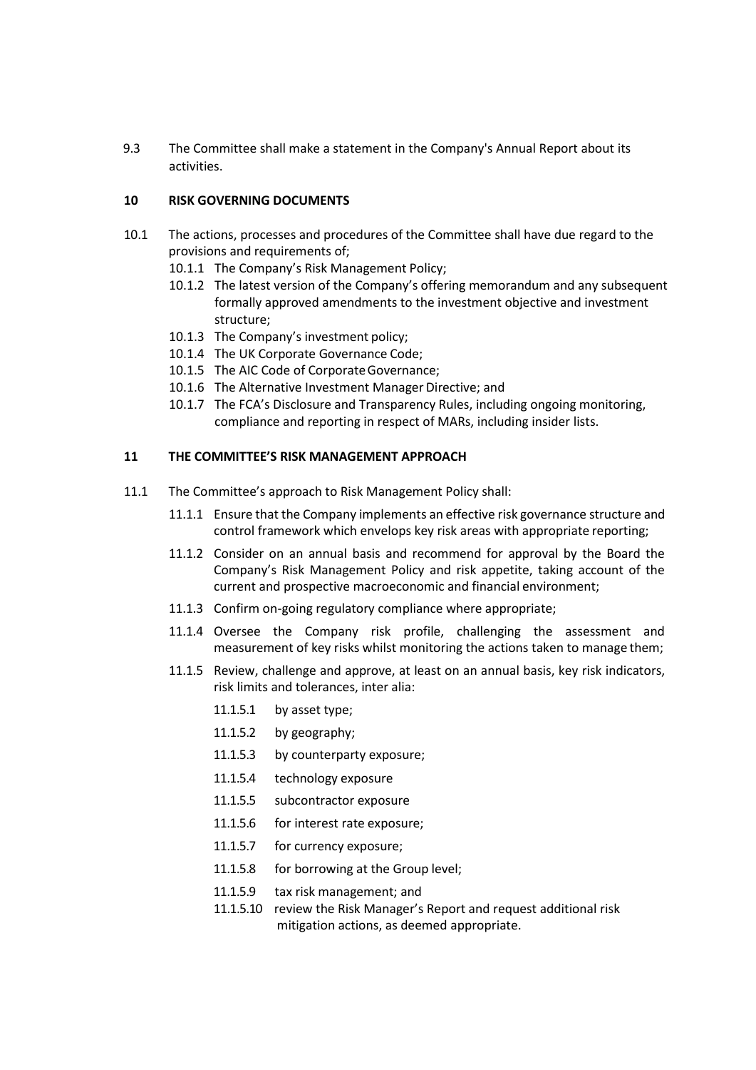9.3 The Committee shall make a statement in the Company's Annual Report about its activities.

## 10 RISK GOVERNING DOCUMENTS

10.1 The actions, processes and procedures of the Committee shall have due regard to the provisions and requirements of;

- 10.1.1 The Company's Risk Management Policy;
- 10.1.2 The latest version of the Company's offering memorandum and any subsequent formally approved amendments to the investment objective and investment structure;
- 10.1.3 The Company's investment policy;
- 10.1.4 The UK Corporate Governance Code;
- 10.1.5 The AIC Code of Corporate Governance;
- 10.1.6 The Alternative Investment Manager Directive; and
- 10.1.7 The FCA's Disclosure and Transparency Rules, including ongoing monitoring, compliance and reporting in respect of MARs, including insider lists.

## 11 THE COMMITTEE'S RISK MANAGEMENT APPROACH

11.1 The Committee's approach to Risk Management Policy shall:

- 11.1.1 Ensure that the Company implements an effective risk governance structure and control framework which envelops key risk areas with appropriate reporting;
- 11.1.2 Consider on an annual basis and recommend for approval by the Board the Company's Risk Management Policy and risk appetite, taking account of the current and prospective macroeconomic and financial environment;
- 11.1.3 Confirm on-going regulatory compliance where appropriate;
- 11.1.4 Oversee the Company risk profile, challenging the assessment and measurement of key risks whilst monitoring the actions taken to manage them;
- 11.1.5 Review, challenge and approve, at least on an annual basis, key risk indicators, risk limits and tolerances, inter alia:
  - 11.1.5.1 by asset type;
  - 11.1.5.2 by geography;
  - 11.1.5.3 by counterparty exposure;
  - 11.1.5.4 technology exposure
  - 11.1.5.5 subcontractor exposure
  - 11.1.5.6 for interest rate exposure;
  - 11.1.5.7 for currency exposure;
  - 11.1.5.8 for borrowing at the Group level;
  - 11.1.5.9 tax risk management; and
  - 11.1.5.10 review the Risk Manager's Report and request additional risk mitigation actions, as deemed appropriate.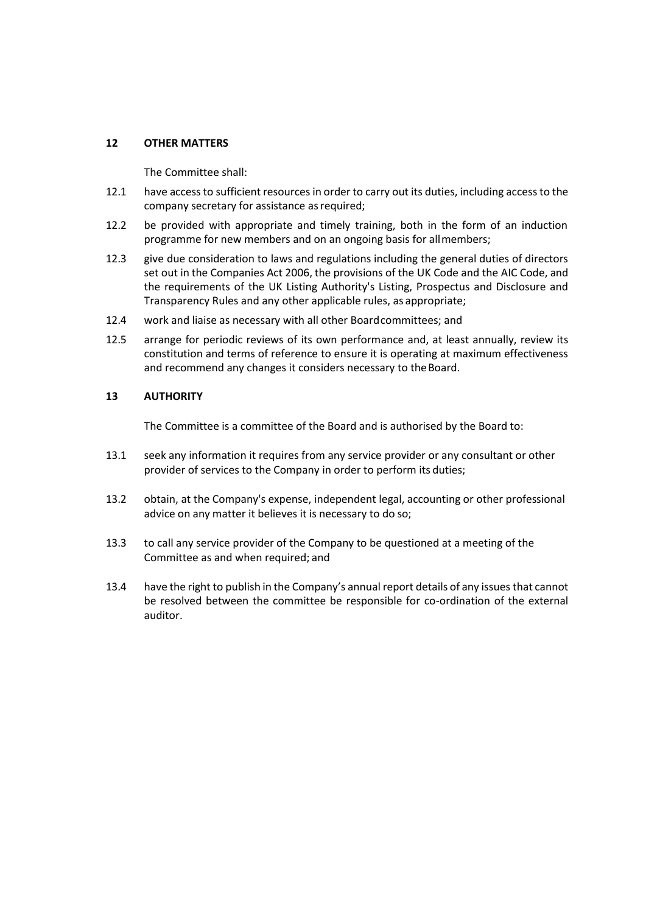## 12 OTHER MATTERS

The Committee shall:

12.1 have access to sufficient resources in order to carry out its duties, including access to the company secretary for assistance as required;

12.2 be provided with appropriate and timely training, both in the form of an induction programme for new members and on an ongoing basis for all members;

12.3 give due consideration to laws and regulations including the general duties of directors set out in the Companies Act 2006, the provisions of the UK Code and the AIC Code, and the requirements of the UK Listing Authority's Listing, Prospectus and Disclosure and Transparency Rules and any other applicable rules, as appropriate;

12.4 work and liaise as necessary with all other Board committees; and

12.5 arrange for periodic reviews of its own performance and, at least annually, review its constitution and terms of reference to ensure it is operating at maximum effectiveness and recommend any changes it considers necessary to the Board.

## 13 AUTHORITY

The Committee is a committee of the Board and is authorised by the Board to:

13.1 seek any information it requires from any service provider or any consultant or other provider of services to the Company in order to perform its duties;

13.2 obtain, at the Company's expense, independent legal, accounting or other professional advice on any matter it believes it is necessary to do so;

13.3 to call any service provider of the Company to be questioned at a meeting of the Committee as and when required; and

13.4 have the right to publish in the Company's annual report details of any issues that cannot be resolved between the committee be responsible for co-ordination of the external auditor.